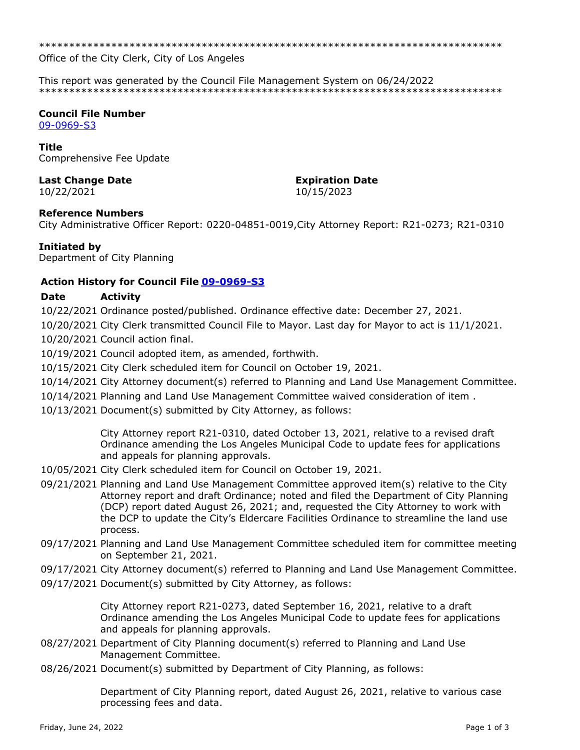******************************************************************************
Office of the City Clerk, City of Los Angeles

This report was generated by the Council File Management System on 06/24/2022
******************************************************************************

**Council File Number**
09-0969-S3

**Title**
Comprehensive Fee Update

**Last Change Date**
10/22/2021

**Expiration Date**
10/15/2023

**Reference Numbers**
City Administrative Officer Report: 0220-04851-0019,City Attorney Report: R21-0273; R21-0310

**Initiated by**
Department of City Planning

**Action History for Council File 09-0969-S3**

| Date | Activity |
|---|---|
| 10/22/2021 | Ordinance posted/published. Ordinance effective date: December 27, 2021. |
| 10/20/2021 | City Clerk transmitted Council File to Mayor. Last day for Mayor to act is 11/1/2021. |
| 10/20/2021 | Council action final. |
| 10/19/2021 | Council adopted item, as amended, forthwith. |
| 10/15/2021 | City Clerk scheduled item for Council on October 19, 2021. |
| 10/14/2021 | City Attorney document(s) referred to Planning and Land Use Management Committee. |
| 10/14/2021 | Planning and Land Use Management Committee waived consideration of item . |
| 10/13/2021 | Document(s) submitted by City Attorney, as follows:<br><br>City Attorney report R21-0310, dated October 13, 2021, relative to a revised draft Ordinance amending the Los Angeles Municipal Code to update fees for applications and appeals for planning approvals. |
| 10/05/2021 | City Clerk scheduled item for Council on October 19, 2021. |
| 09/21/2021 | Planning and Land Use Management Committee approved item(s) relative to the City Attorney report and draft Ordinance; noted and filed the Department of City Planning (DCP) report dated August 26, 2021; and, requested the City Attorney to work with the DCP to update the City's Eldercare Facilities Ordinance to streamline the land use process. |
| 09/17/2021 | Planning and Land Use Management Committee scheduled item for committee meeting on September 21, 2021. |
| 09/17/2021 | City Attorney document(s) referred to Planning and Land Use Management Committee. |
| 09/17/2021 | Document(s) submitted by City Attorney, as follows:<br><br>City Attorney report R21-0273, dated September 16, 2021, relative to a draft Ordinance amending the Los Angeles Municipal Code to update fees for applications and appeals for planning approvals. |
| 08/27/2021 | Department of City Planning document(s) referred to Planning and Land Use Management Committee. |
| 08/26/2021 | Document(s) submitted by Department of City Planning, as follows:<br><br>Department of City Planning report, dated August 26, 2021, relative to various case processing fees and data. |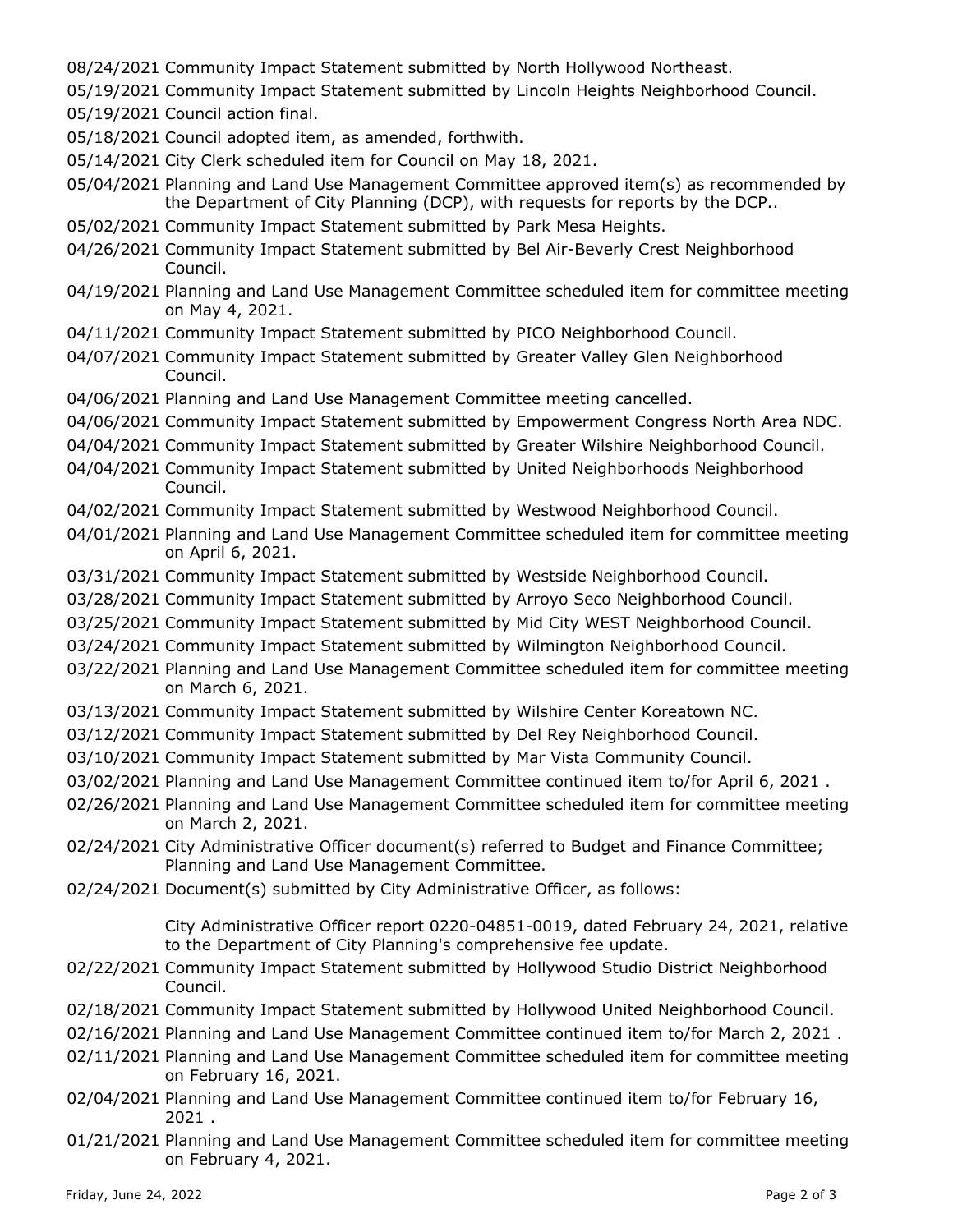08/24/2021 Community Impact Statement submitted by North Hollywood Northeast.

05/19/2021 Community Impact Statement submitted by Lincoln Heights Neighborhood Council.

05/19/2021 Council action final.

05/18/2021 Council adopted item, as amended, forthwith.

05/14/2021 City Clerk scheduled item for Council on May 18, 2021.

05/04/2021 Planning and Land Use Management Committee approved item(s) as recommended by the Department of City Planning (DCP), with requests for reports by the DCP..

05/02/2021 Community Impact Statement submitted by Park Mesa Heights.

04/26/2021 Community Impact Statement submitted by Bel Air-Beverly Crest Neighborhood Council.

04/19/2021 Planning and Land Use Management Committee scheduled item for committee meeting on May 4, 2021.

04/11/2021 Community Impact Statement submitted by PICO Neighborhood Council.

04/07/2021 Community Impact Statement submitted by Greater Valley Glen Neighborhood Council.

04/06/2021 Planning and Land Use Management Committee meeting cancelled.

04/06/2021 Community Impact Statement submitted by Empowerment Congress North Area NDC.

04/04/2021 Community Impact Statement submitted by Greater Wilshire Neighborhood Council.

04/04/2021 Community Impact Statement submitted by United Neighborhoods Neighborhood Council.

04/02/2021 Community Impact Statement submitted by Westwood Neighborhood Council.

04/01/2021 Planning and Land Use Management Committee scheduled item for committee meeting on April 6, 2021.

03/31/2021 Community Impact Statement submitted by Westside Neighborhood Council.

03/28/2021 Community Impact Statement submitted by Arroyo Seco Neighborhood Council.

03/25/2021 Community Impact Statement submitted by Mid City WEST Neighborhood Council.

03/24/2021 Community Impact Statement submitted by Wilmington Neighborhood Council.

03/22/2021 Planning and Land Use Management Committee scheduled item for committee meeting on March 6, 2021.

03/13/2021 Community Impact Statement submitted by Wilshire Center Koreatown NC.

03/12/2021 Community Impact Statement submitted by Del Rey Neighborhood Council.

03/10/2021 Community Impact Statement submitted by Mar Vista Community Council.

03/02/2021 Planning and Land Use Management Committee continued item to/for April 6, 2021 .

02/26/2021 Planning and Land Use Management Committee scheduled item for committee meeting on March 2, 2021.

02/24/2021 City Administrative Officer document(s) referred to Budget and Finance Committee; Planning and Land Use Management Committee.

02/24/2021 Document(s) submitted by City Administrative Officer, as follows:

City Administrative Officer report 0220-04851-0019, dated February 24, 2021, relative to the Department of City Planning's comprehensive fee update.

02/22/2021 Community Impact Statement submitted by Hollywood Studio District Neighborhood Council.

02/18/2021 Community Impact Statement submitted by Hollywood United Neighborhood Council.

02/16/2021 Planning and Land Use Management Committee continued item to/for March 2, 2021 .

02/11/2021 Planning and Land Use Management Committee scheduled item for committee meeting on February 16, 2021.

02/04/2021 Planning and Land Use Management Committee continued item to/for February 16, 2021 .

01/21/2021 Planning and Land Use Management Committee scheduled item for committee meeting on February 4, 2021.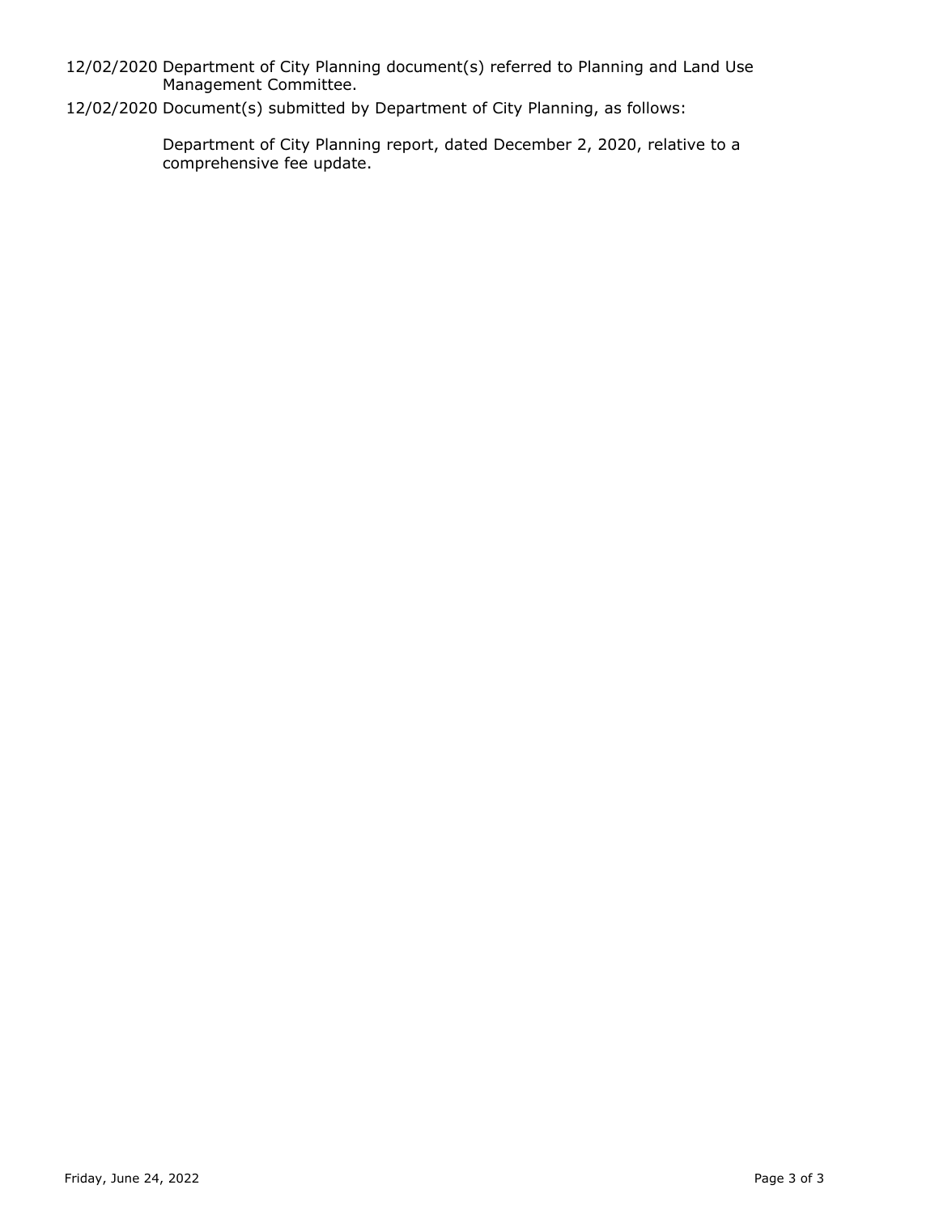12/02/2020 Department of City Planning document(s) referred to Planning and Land Use Management Committee.

12/02/2020 Document(s) submitted by Department of City Planning, as follows:

Department of City Planning report, dated December 2, 2020, relative to a comprehensive fee update.